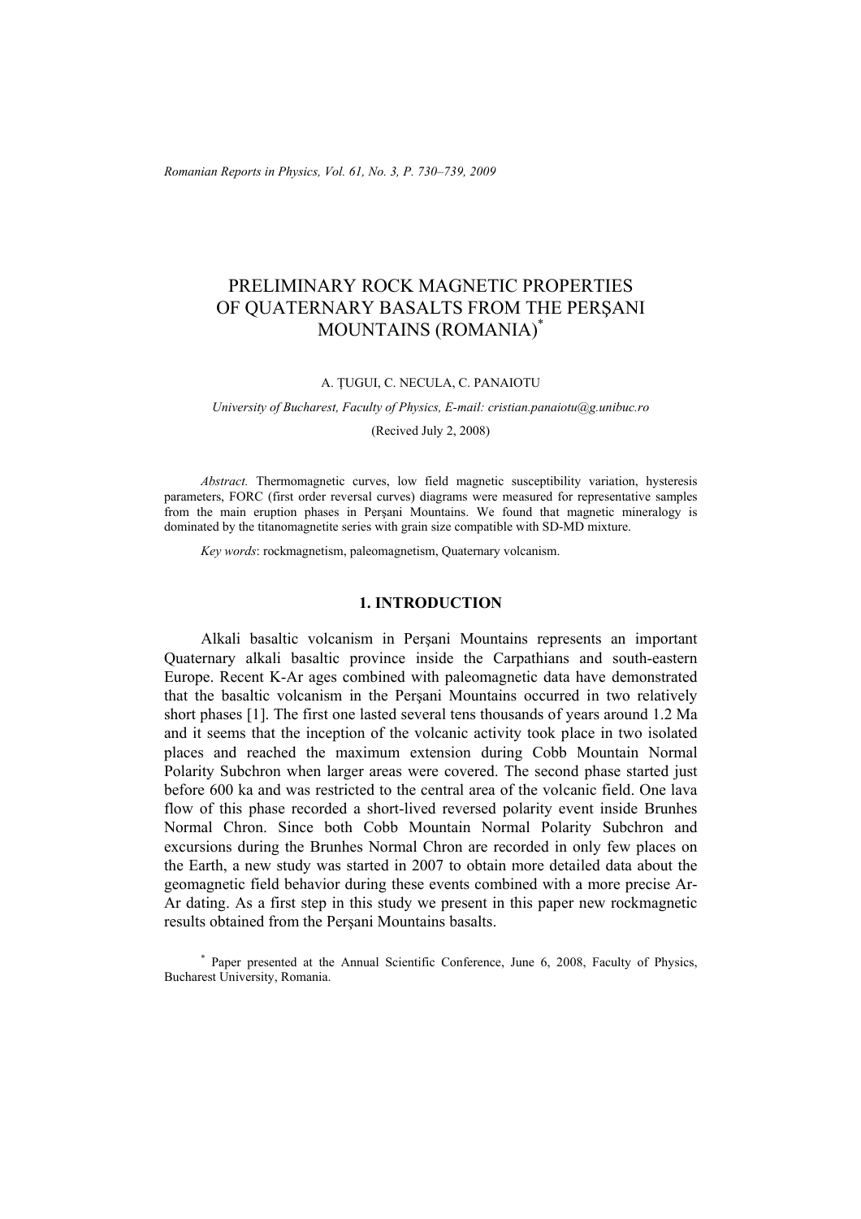# PRELIMINARY ROCK MAGNETIC PROPERTIES OF QUATERNARY BASALTS FROM THE PERŞANI MOUNTAINS (ROMANIA)*

A. ŢUGUI, C. NECULA, C. PANAIOTU

*University of Bucharest, Faculty of Physics, E-mail: cristian.panaiotu@g.unibuc.ro*

(Recived July 2, 2008)

*Abstract.* Thermomagnetic curves, low field magnetic susceptibility variation, hysteresis parameters, FORC (first order reversal curves) diagrams were measured for representative samples from the main eruption phases in Perşani Mountains. We found that magnetic mineralogy is dominated by the titanomagnetite series with grain size compatible with SD-MD mixture.

*Key words*: rockmagnetism, paleomagnetism, Quaternary volcanism.

## 1. INTRODUCTION

Alkali basaltic volcanism in Perşani Mountains represents an important Quaternary alkali basaltic province inside the Carpathians and south-eastern Europe. Recent K-Ar ages combined with paleomagnetic data have demonstrated that the basaltic volcanism in the Perşani Mountains occurred in two relatively short phases [1]. The first one lasted several tens thousands of years around 1.2 Ma and it seems that the inception of the volcanic activity took place in two isolated places and reached the maximum extension during Cobb Mountain Normal Polarity Subchron when larger areas were covered. The second phase started just before 600 ka and was restricted to the central area of the volcanic field. One lava flow of this phase recorded a short-lived reversed polarity event inside Brunhes Normal Chron. Since both Cobb Mountain Normal Polarity Subchron and excursions during the Brunhes Normal Chron are recorded in only few places on the Earth, a new study was started in 2007 to obtain more detailed data about the geomagnetic field behavior during these events combined with a more precise Ar-Ar dating. As a first step in this study we present in this paper new rockmagnetic results obtained from the Perşani Mountains basalts.

* Paper presented at the Annual Scientific Conference, June 6, 2008, Faculty of Physics, Bucharest University, Romania.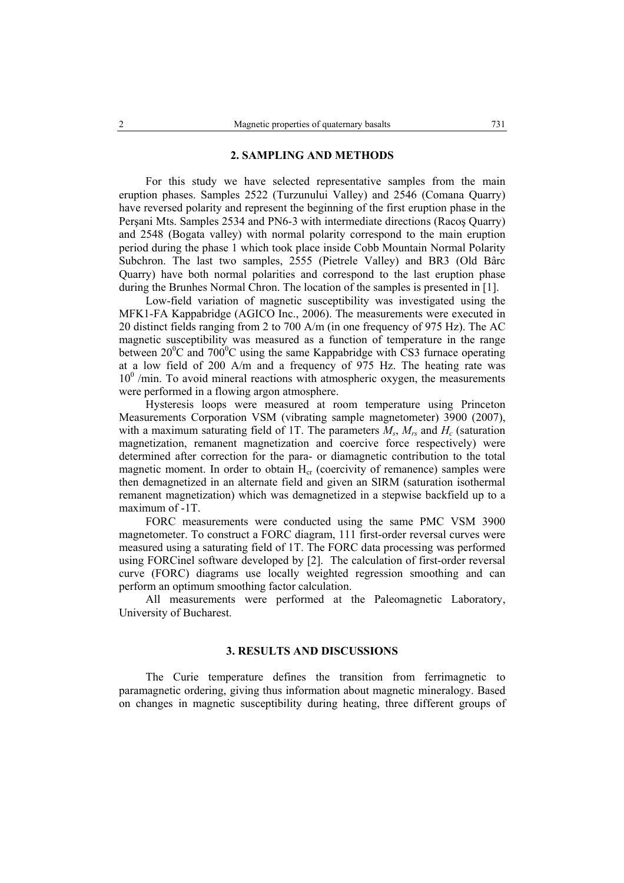## 2. SAMPLING AND METHODS

For this study we have selected representative samples from the main eruption phases. Samples 2522 (Turzunului Valley) and 2546 (Comana Quarry) have reversed polarity and represent the beginning of the first eruption phase in the Perşani Mts. Samples 2534 and PN6-3 with intermediate directions (Racoş Quarry) and 2548 (Bogata valley) with normal polarity correspond to the main eruption period during the phase 1 which took place inside Cobb Mountain Normal Polarity Subchron. The last two samples, 2555 (Pietrele Valley) and BR3 (Old Bârc Quarry) have both normal polarities and correspond to the last eruption phase during the Brunhes Normal Chron. The location of the samples is presented in [1].

Low-field variation of magnetic susceptibility was investigated using the MFK1-FA Kappabridge (AGICO Inc., 2006). The measurements were executed in 20 distinct fields ranging from 2 to 700 A/m (in one frequency of 975 Hz). The AC magnetic susceptibility was measured as a function of temperature in the range between $20^0$C and $700^0$C using the same Kappabridge with CS3 furnace operating at a low field of 200 A/m and a frequency of 975 Hz. The heating rate was $10^0$ /min. To avoid mineral reactions with atmospheric oxygen, the measurements were performed in a flowing argon atmosphere.

Hysteresis loops were measured at room temperature using Princeton Measurements Corporation VSM (vibrating sample magnetometer) 3900 (2007), with a maximum saturating field of 1T. The parameters $M_s$, $M_{rs}$ and $H_c$ (saturation magnetization, remanent magnetization and coercive force respectively) were determined after correction for the para- or diamagnetic contribution to the total magnetic moment. In order to obtain $H_{cr}$ (coercivity of remanence) samples were then demagnetized in an alternate field and given an SIRM (saturation isothermal remanent magnetization) which was demagnetized in a stepwise backfield up to a maximum of -1T.

FORC measurements were conducted using the same PMC VSM 3900 magnetometer. To construct a FORC diagram, 111 first-order reversal curves were measured using a saturating field of 1T. The FORC data processing was performed using FORCinel software developed by [2]. The calculation of first-order reversal curve (FORC) diagrams use locally weighted regression smoothing and can perform an optimum smoothing factor calculation.

All measurements were performed at the Paleomagnetic Laboratory, University of Bucharest.

## 3. RESULTS AND DISCUSSIONS

The Curie temperature defines the transition from ferrimagnetic to paramagnetic ordering, giving thus information about magnetic mineralogy. Based on changes in magnetic susceptibility during heating, three different groups of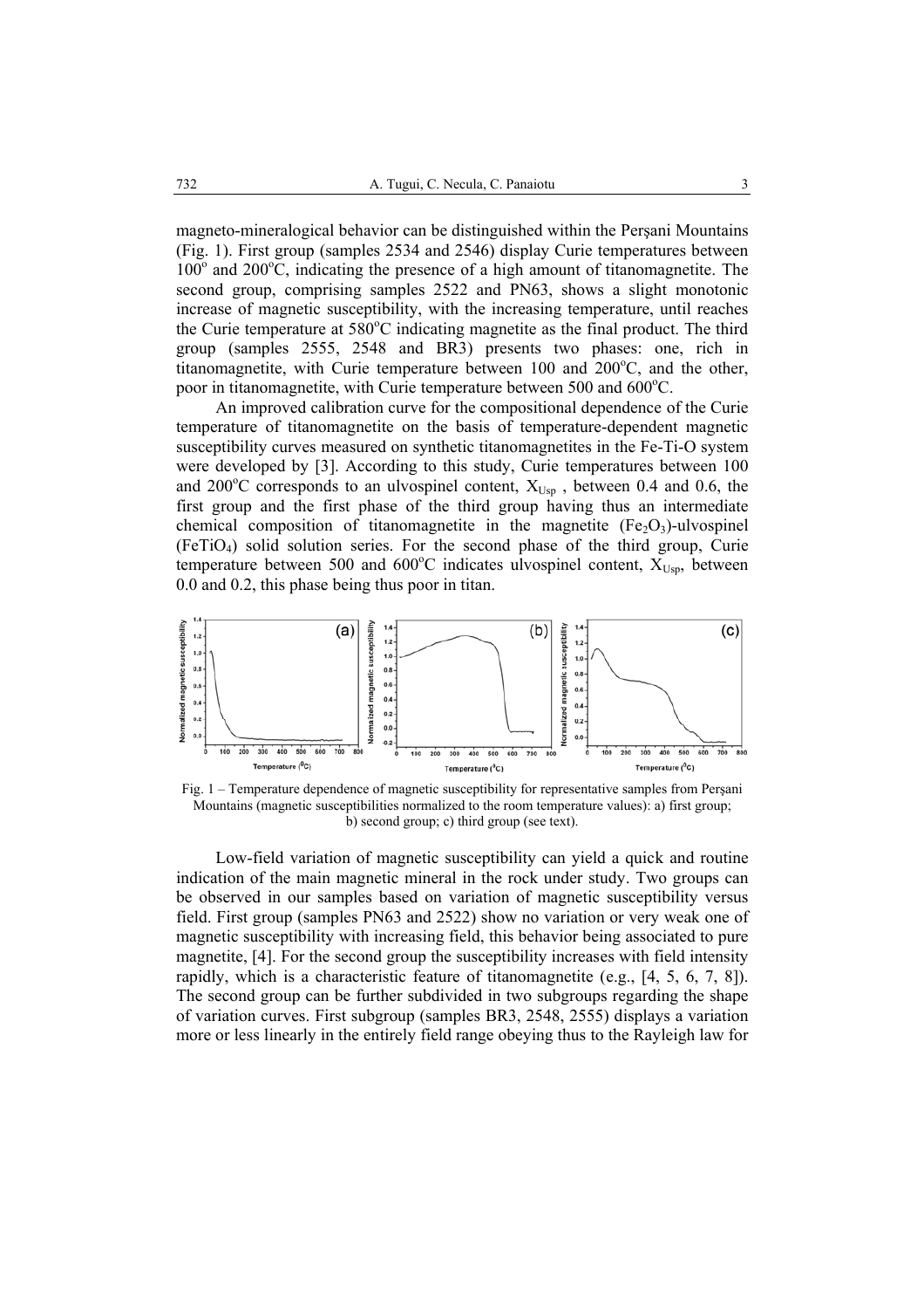magneto-mineralogical behavior can be distinguished within the Perşani Mountains (Fig. 1). First group (samples 2534 and 2546) display Curie temperatures between $100^o$ and $200^oC$, indicating the presence of a high amount of titanomagnetite. The second group, comprising samples 2522 and PN63, shows a slight monotonic increase of magnetic susceptibility, with the increasing temperature, until reaches the Curie temperature at $580^oC$ indicating magnetite as the final product. The third group (samples 2555, 2548 and BR3) presents two phases: one, rich in titanomagnetite, with Curie temperature between 100 and $200^oC$, and the other, poor in titanomagnetite, with Curie temperature between 500 and $600^oC$.

An improved calibration curve for the compositional dependence of the Curie temperature of titanomagnetite on the basis of temperature-dependent magnetic susceptibility curves measured on synthetic titanomagnetites in the Fe-Ti-O system were developed by [3]. According to this study, Curie temperatures between 100 and $200^oC$ corresponds to an ulvospinel content, $X_{Usp}$ , between 0.4 and 0.6, the first group and the first phase of the third group having thus an intermediate chemical composition of titanomagnetite in the magnetite ($Fe_2O_3$)-ulvospinel ($FeTiO_4$) solid solution series. For the second phase of the third group, Curie temperature between 500 and $600^oC$ indicates ulvospinel content, $X_{Usp}$, between 0.0 and 0.2, this phase being thus poor in titan.

Fig. 1 – Temperature dependence of magnetic susceptibility for representative samples from Perşani Mountains (magnetic susceptibilities normalized to the room temperature values): a) first group; b) second group; c) third group (see text).

Low-field variation of magnetic susceptibility can yield a quick and routine indication of the main magnetic mineral in the rock under study. Two groups can be observed in our samples based on variation of magnetic susceptibility versus field. First group (samples PN63 and 2522) show no variation or very weak one of magnetic susceptibility with increasing field, this behavior being associated to pure magnetite, [4]. For the second group the susceptibility increases with field intensity rapidly, which is a characteristic feature of titanomagnetite (e.g., [4, 5, 6, 7, 8]). The second group can be further subdivided in two subgroups regarding the shape of variation curves. First subgroup (samples BR3, 2548, 2555) displays a variation more or less linearly in the entirely field range obeying thus to the Rayleigh law for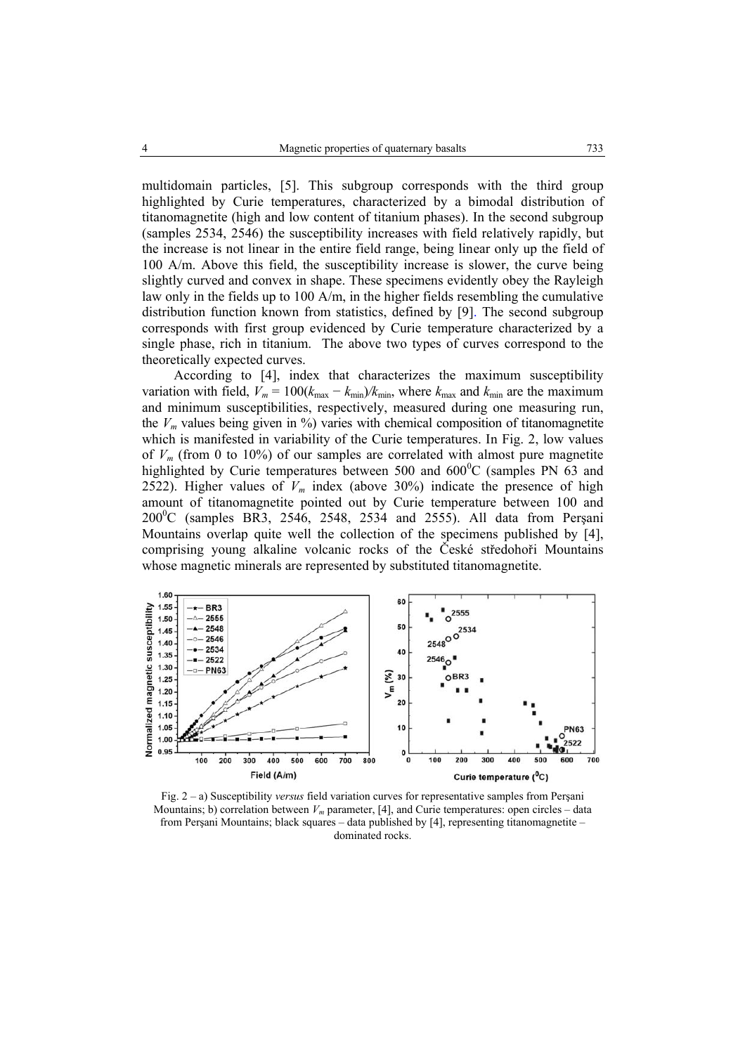multidomain particles, [5]. This subgroup corresponds with the third group highlighted by Curie temperatures, characterized by a bimodal distribution of titanomagnetite (high and low content of titanium phases). In the second subgroup (samples 2534, 2546) the susceptibility increases with field relatively rapidly, but the increase is not linear in the entire field range, being linear only up the field of 100 A/m. Above this field, the susceptibility increase is slower, the curve being slightly curved and convex in shape. These specimens evidently obey the Rayleigh law only in the fields up to 100 A/m, in the higher fields resembling the cumulative distribution function known from statistics, defined by [9]. The second subgroup corresponds with first group evidenced by Curie temperature characterized by a single phase, rich in titanium. The above two types of curves correspond to the theoretically expected curves.

According to [4], index that characterizes the maximum susceptibility variation with field, $V_m = 100(k_{max} - k_{min})/k_{min}$, where $k_{max}$ and $k_{min}$ are the maximum and minimum susceptibilities, respectively, measured during one measuring run, the $V_m$ values being given in %) varies with chemical composition of titanomagnetite which is manifested in variability of the Curie temperatures. In Fig. 2, low values of $V_m$ (from 0 to 10%) of our samples are correlated with almost pure magnetite highlighted by Curie temperatures between 500 and 600$^0$C (samples PN 63 and 2522). Higher values of $V_m$ index (above 30%) indicate the presence of high amount of titanomagnetite pointed out by Curie temperature between 100 and 200$^0$C (samples BR3, 2546, 2548, 2534 and 2555). All data from Perşani Mountains overlap quite well the collection of the specimens published by [4], comprising young alkaline volcanic rocks of the České středohoři Mountains whose magnetic minerals are represented by substituted titanomagnetite.

Fig. 2 – a) Susceptibility *versus* field variation curves for representative samples from Perşani Mountains; b) correlation between $V_m$ parameter, [4], and Curie temperatures: open circles – data from Perşani Mountains; black squares – data published by [4], representing titanomagnetite – dominated rocks.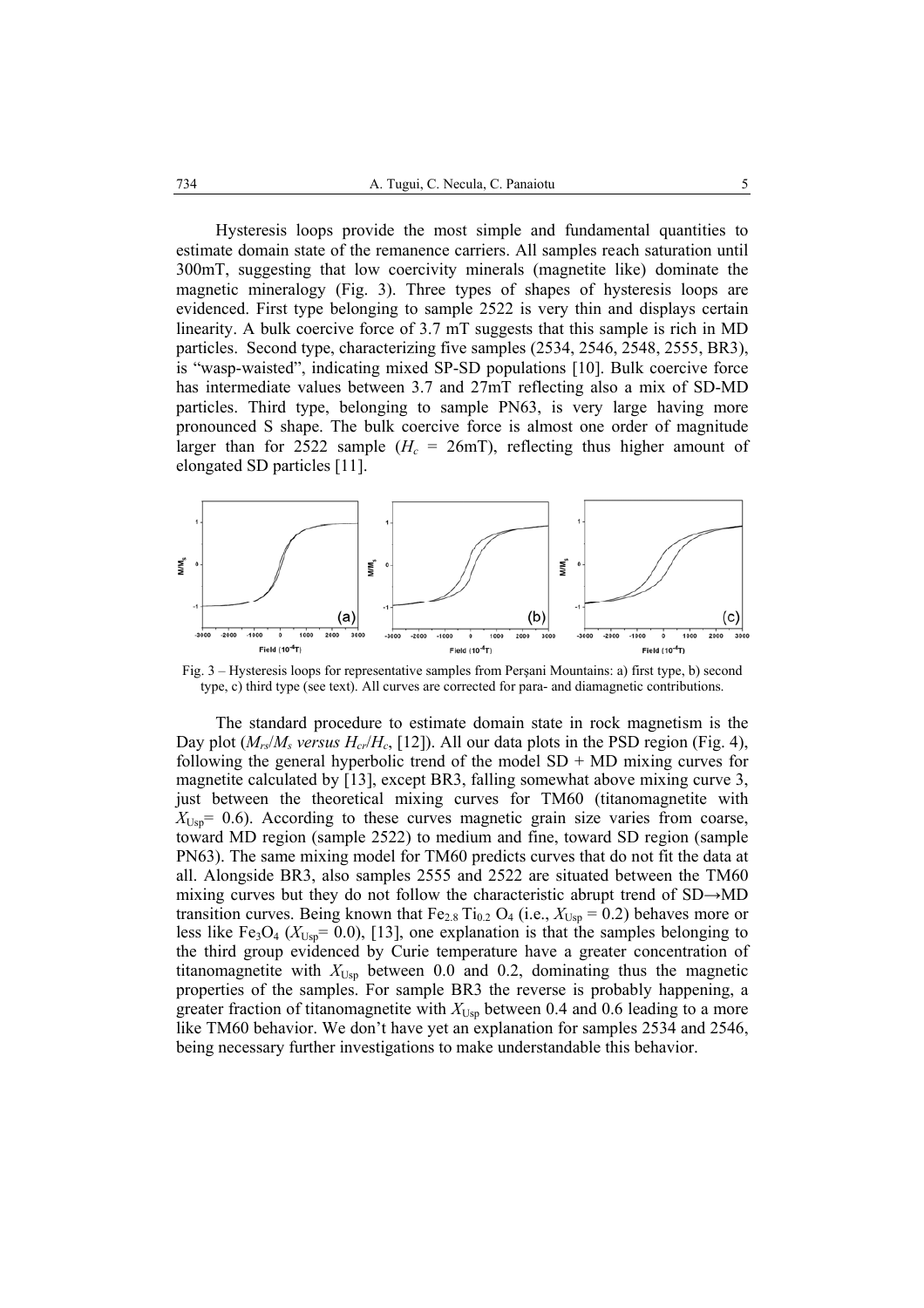Hysteresis loops provide the most simple and fundamental quantities to estimate domain state of the remanence carriers. All samples reach saturation until 300mT, suggesting that low coercivity minerals (magnetite like) dominate the magnetic mineralogy (Fig. 3). Three types of shapes of hysteresis loops are evidenced. First type belonging to sample 2522 is very thin and displays certain linearity. A bulk coercive force of 3.7 mT suggests that this sample is rich in MD particles. Second type, characterizing five samples (2534, 2546, 2548, 2555, BR3), is "wasp-waisted", indicating mixed SP-SD populations [10]. Bulk coercive force has intermediate values between 3.7 and 27mT reflecting also a mix of SD-MD particles. Third type, belonging to sample PN63, is very large having more pronounced S shape. The bulk coercive force is almost one order of magnitude larger than for 2522 sample ($H_c$ = 26mT), reflecting thus higher amount of elongated SD particles [11].

Fig. 3 – Hysteresis loops for representative samples from Perşani Mountains: a) first type, b) second type, c) third type (see text). All curves are corrected for para- and diamagnetic contributions.

The standard procedure to estimate domain state in rock magnetism is the Day plot ($M_{rs}/M_s$ *versus* $H_{cr}/H_c$, [12]). All our data plots in the PSD region (Fig. 4), following the general hyperbolic trend of the model SD + MD mixing curves for magnetite calculated by [13], except BR3, falling somewhat above mixing curve 3, just between the theoretical mixing curves for TM60 (titanomagnetite with $X_{Usp}$= 0.6). According to these curves magnetic grain size varies from coarse, toward MD region (sample 2522) to medium and fine, toward SD region (sample PN63). The same mixing model for TM60 predicts curves that do not fit the data at all. Alongside BR3, also samples 2555 and 2522 are situated between the TM60 mixing curves but they do not follow the characteristic abrupt trend of SD→MD transition curves. Being known that $Fe_{2.8}\,Ti_{0.2}\,O_4$ (i.e., $X_{Usp}$ = 0.2) behaves more or less like $Fe_3O_4$ ($X_{Usp}$= 0.0), [13], one explanation is that the samples belonging to the third group evidenced by Curie temperature have a greater concentration of titanomagnetite with $X_{Usp}$ between 0.0 and 0.2, dominating thus the magnetic properties of the samples. For sample BR3 the reverse is probably happening, a greater fraction of titanomagnetite with $X_{Usp}$ between 0.4 and 0.6 leading to a more like TM60 behavior. We don't have yet an explanation for samples 2534 and 2546, being necessary further investigations to make understandable this behavior.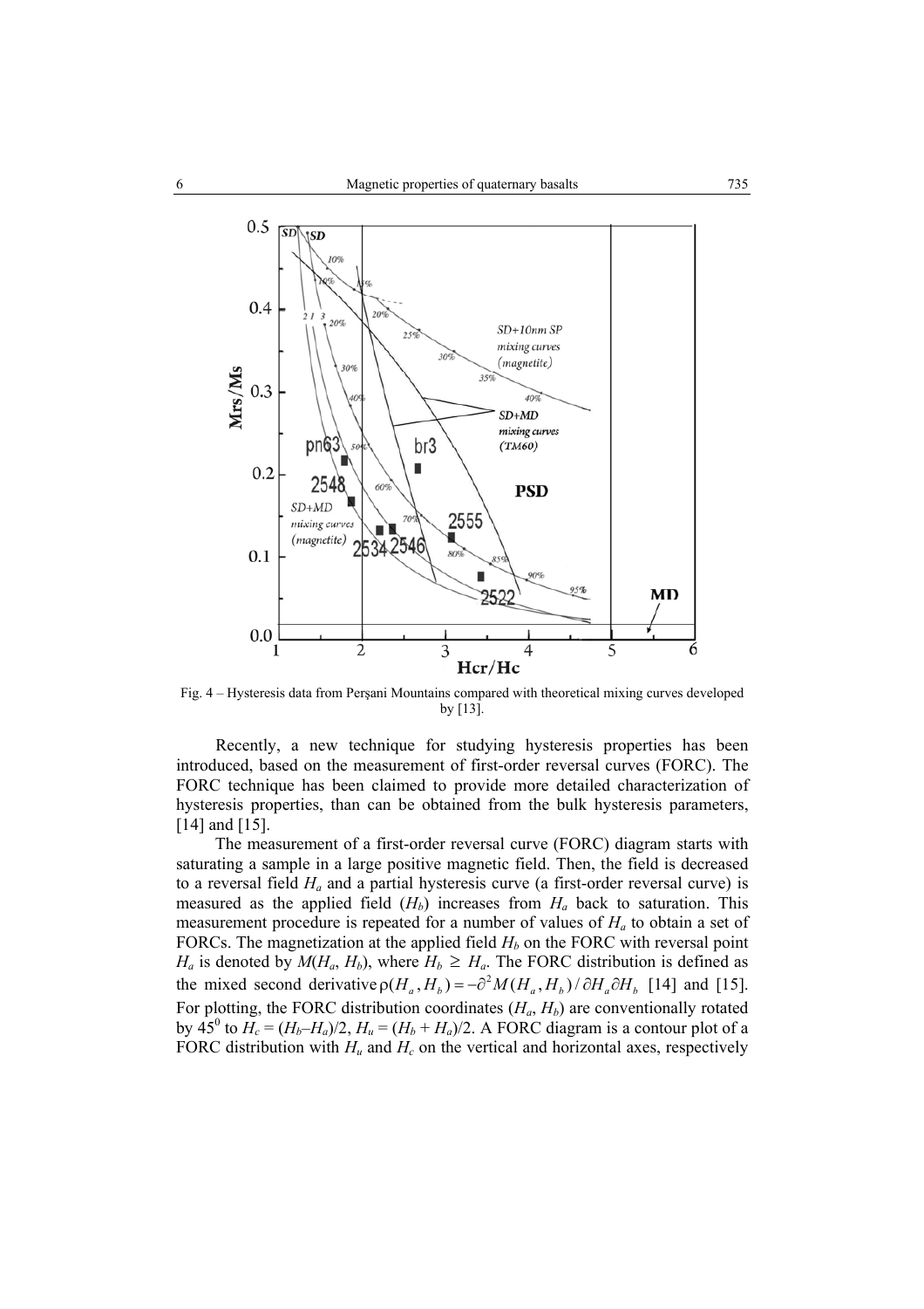Fig. 4 – Hysteresis data from Perşani Mountains compared with theoretical mixing curves developed by [13].

Recently, a new technique for studying hysteresis properties has been introduced, based on the measurement of first-order reversal curves (FORC). The FORC technique has been claimed to provide more detailed characterization of hysteresis properties, than can be obtained from the bulk hysteresis parameters, [14] and [15].

The measurement of a first-order reversal curve (FORC) diagram starts with saturating a sample in a large positive magnetic field. Then, the field is decreased to a reversal field $H_a$ and a partial hysteresis curve (a first-order reversal curve) is measured as the applied field ($H_b$) increases from $H_a$ back to saturation. This measurement procedure is repeated for a number of values of $H_a$ to obtain a set of FORCs. The magnetization at the applied field $H_b$ on the FORC with reversal point $H_a$ is denoted by $M(H_a, H_b)$, where $H_b \geq H_a$. The FORC distribution is defined as the mixed second derivative $\rho(H_a, H_b) = -\partial^2 M(H_a, H_b) / \partial H_a \partial H_b$ [14] and [15]. For plotting, the FORC distribution coordinates ($H_a$, $H_b$) are conventionally rotated by $45^0$ to $H_c = (H_b - H_a)/2$, $H_u = (H_b + H_a)/2$. A FORC diagram is a contour plot of a FORC distribution with $H_u$ and $H_c$ on the vertical and horizontal axes, respectively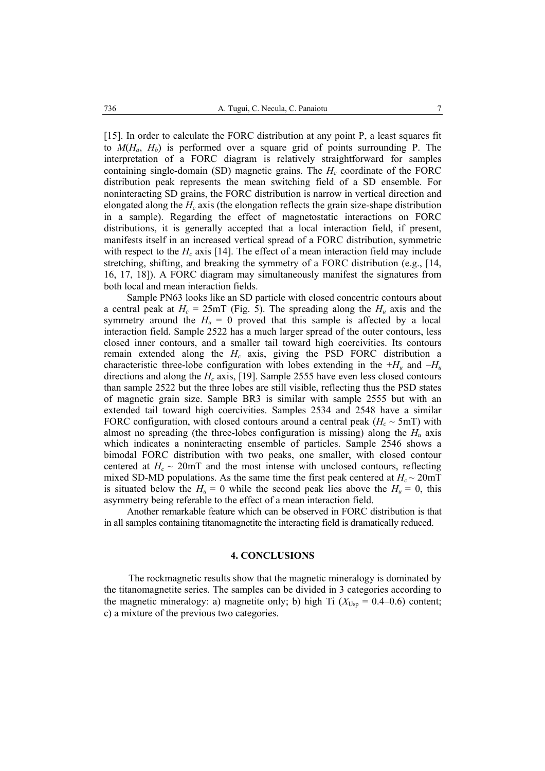[15]. In order to calculate the FORC distribution at any point P, a least squares fit to $M(H_a, H_b)$ is performed over a square grid of points surrounding P. The interpretation of a FORC diagram is relatively straightforward for samples containing single-domain (SD) magnetic grains. The $H_c$ coordinate of the FORC distribution peak represents the mean switching field of a SD ensemble. For noninteracting SD grains, the FORC distribution is narrow in vertical direction and elongated along the $H_c$ axis (the elongation reflects the grain size-shape distribution in a sample). Regarding the effect of magnetostatic interactions on FORC distributions, it is generally accepted that a local interaction field, if present, manifests itself in an increased vertical spread of a FORC distribution, symmetric with respect to the $H_c$ axis [14]. The effect of a mean interaction field may include stretching, shifting, and breaking the symmetry of a FORC distribution (e.g., [14, 16, 17, 18]). A FORC diagram may simultaneously manifest the signatures from both local and mean interaction fields.

Sample PN63 looks like an SD particle with closed concentric contours about a central peak at $H_c$ = 25mT (Fig. 5). The spreading along the $H_u$ axis and the symmetry around the $H_u$ = 0 proved that this sample is affected by a local interaction field. Sample 2522 has a much larger spread of the outer contours, less closed inner contours, and a smaller tail toward high coercivities. Its contours remain extended along the $H_c$ axis, giving the PSD FORC distribution a characteristic three-lobe configuration with lobes extending in the $+H_u$ and $-H_u$ directions and along the $H_c$ axis, [19]. Sample 2555 have even less closed contours than sample 2522 but the three lobes are still visible, reflecting thus the PSD states of magnetic grain size. Sample BR3 is similar with sample 2555 but with an extended tail toward high coercivities. Samples 2534 and 2548 have a similar FORC configuration, with closed contours around a central peak ($H_c$ ~ 5mT) with almost no spreading (the three-lobes configuration is missing) along the $H_u$ axis which indicates a noninteracting ensemble of particles. Sample 2546 shows a bimodal FORC distribution with two peaks, one smaller, with closed contour centered at $H_c$ ~ 20mT and the most intense with unclosed contours, reflecting mixed SD-MD populations. As the same time the first peak centered at $H_c$ ~ 20mT is situated below the $H_u$ = 0 while the second peak lies above the $H_u$ = 0, this asymmetry being referable to the effect of a mean interaction field.

Another remarkable feature which can be observed in FORC distribution is that in all samples containing titanomagnetite the interacting field is dramatically reduced.

## 4. CONCLUSIONS

The rockmagnetic results show that the magnetic mineralogy is dominated by the titanomagnetite series. The samples can be divided in 3 categories according to the magnetic mineralogy: a) magnetite only; b) high Ti ($X_{\mathrm{Usp}}$ = 0.4–0.6) content; c) a mixture of the previous two categories.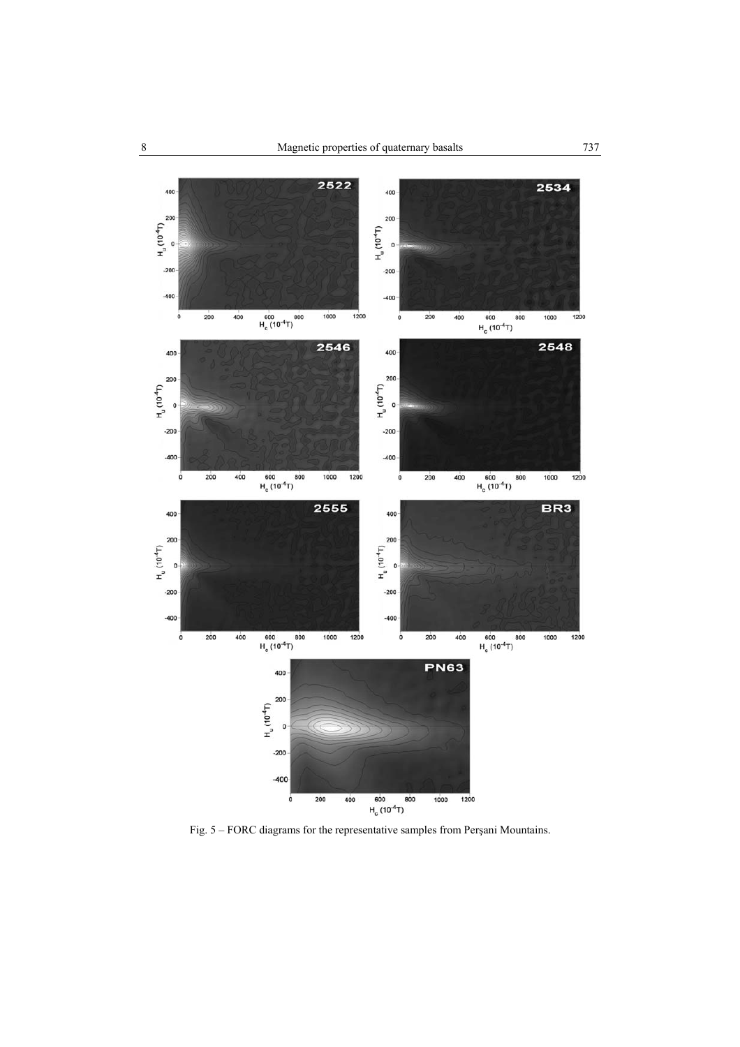Fig. 5 – FORC diagrams for the representative samples from Perşani Mountains.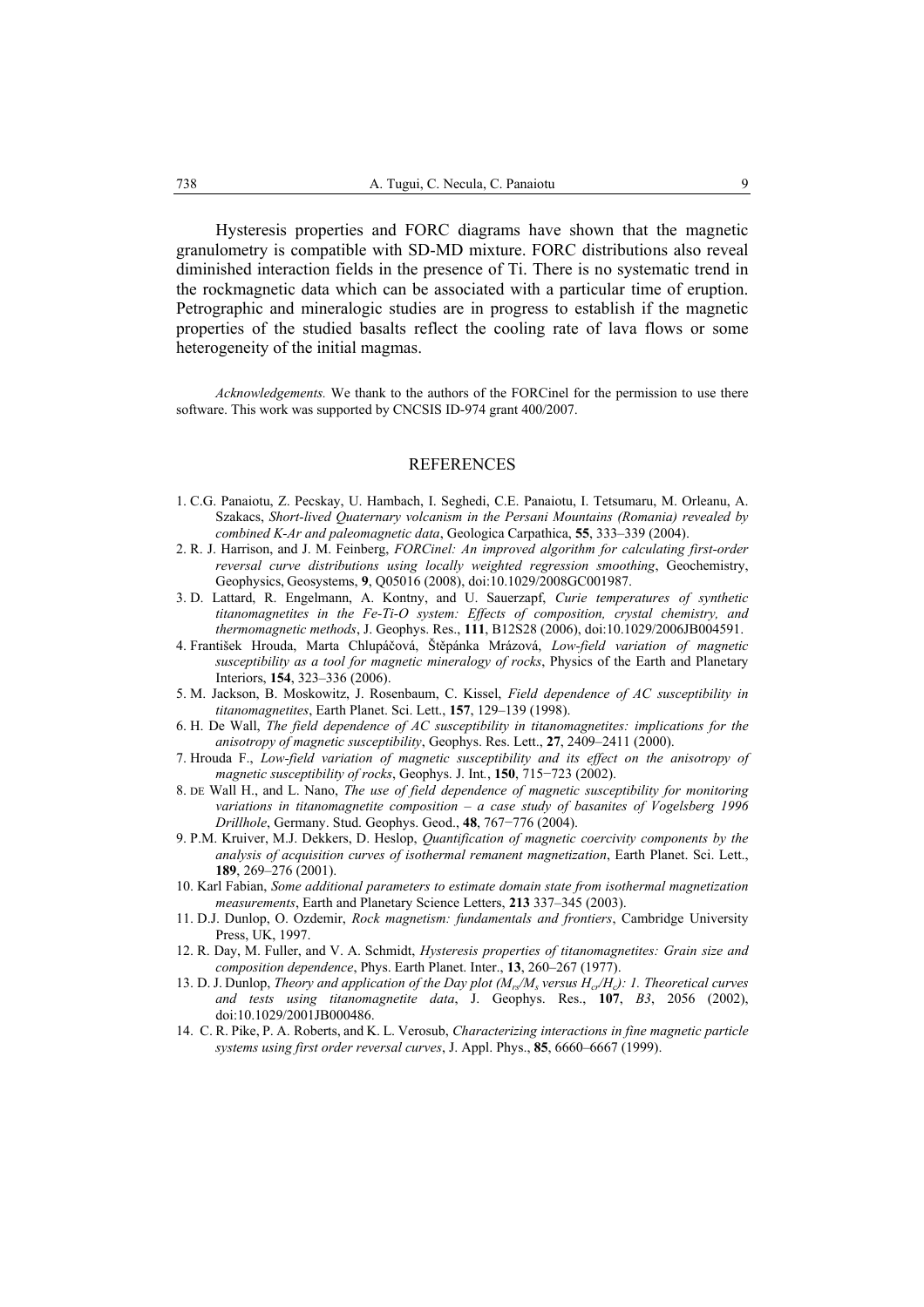Hysteresis properties and FORC diagrams have shown that the magnetic granulometry is compatible with SD-MD mixture. FORC distributions also reveal diminished interaction fields in the presence of Ti. There is no systematic trend in the rockmagnetic data which can be associated with a particular time of eruption. Petrographic and mineralogic studies are in progress to establish if the magnetic properties of the studied basalts reflect the cooling rate of lava flows or some heterogeneity of the initial magmas.

*Acknowledgements.* We thank to the authors of the FORCinel for the permission to use there software. This work was supported by CNCSIS ID-974 grant 400/2007.

## REFERENCES

1. C.G. Panaiotu, Z. Pecskay, U. Hambach, I. Seghedi, C.E. Panaiotu, I. Tetsumaru, M. Orleanu, A. Szakacs, *Short-lived Quaternary volcanism in the Persani Mountains (Romania) revealed by combined K-Ar and paleomagnetic data*, Geologica Carpathica, **55**, 333–339 (2004).
2. R. J. Harrison, and J. M. Feinberg, *FORCinel: An improved algorithm for calculating first-order reversal curve distributions using locally weighted regression smoothing*, Geochemistry, Geophysics, Geosystems, **9**, Q05016 (2008), doi:10.1029/2008GC001987.
3. D. Lattard, R. Engelmann, A. Kontny, and U. Sauerzapf, *Curie temperatures of synthetic titanomagnetites in the Fe-Ti-O system: Effects of composition, crystal chemistry, and thermomagnetic methods*, J. Geophys. Res., **111**, B12S28 (2006), doi:10.1029/2006JB004591.
4. František Hrouda, Marta Chlupáčová, Štěpánka Mrázová, *Low-field variation of magnetic susceptibility as a tool for magnetic mineralogy of rocks*, Physics of the Earth and Planetary Interiors, **154**, 323–336 (2006).
5. M. Jackson, B. Moskowitz, J. Rosenbaum, C. Kissel, *Field dependence of AC susceptibility in titanomagnetites*, Earth Planet. Sci. Lett., **157**, 129–139 (1998).
6. H. De Wall, *The field dependence of AC susceptibility in titanomagnetites: implications for the anisotropy of magnetic susceptibility*, Geophys. Res. Lett., **27**, 2409–2411 (2000).
7. Hrouda F., *Low-field variation of magnetic susceptibility and its effect on the anisotropy of magnetic susceptibility of rocks*, Geophys. J. Int., **150**, 715−723 (2002).
8. DE Wall H., and L. Nano, *The use of field dependence of magnetic susceptibility for monitoring variations in titanomagnetite composition – a case study of basanites of Vogelsberg 1996 Drillhole*, Germany. Stud. Geophys. Geod., **48**, 767−776 (2004).
9. P.M. Kruiver, M.J. Dekkers, D. Heslop, *Quantification of magnetic coercivity components by the analysis of acquisition curves of isothermal remanent magnetization*, Earth Planet. Sci. Lett., **189**, 269–276 (2001).
10. Karl Fabian, *Some additional parameters to estimate domain state from isothermal magnetization measurements*, Earth and Planetary Science Letters, **213** 337–345 (2003).
11. D.J. Dunlop, O. Ozdemir, *Rock magnetism: fundamentals and frontiers*, Cambridge University Press, UK, 1997.
12. R. Day, M. Fuller, and V. A. Schmidt, *Hysteresis properties of titanomagnetites: Grain size and composition dependence*, Phys. Earth Planet. Inter., **13**, 260–267 (1977).
13. D. J. Dunlop, *Theory and application of the Day plot ($M_{rs}/M_s$ versus $H_{cr}/H_c$): 1. Theoretical curves and tests using titanomagnetite data*, J. Geophys. Res., **107**, *B3*, 2056 (2002), doi:10.1029/2001JB000486.
14. C. R. Pike, P. A. Roberts, and K. L. Verosub, *Characterizing interactions in fine magnetic particle systems using first order reversal curves*, J. Appl. Phys., **85**, 6660–6667 (1999).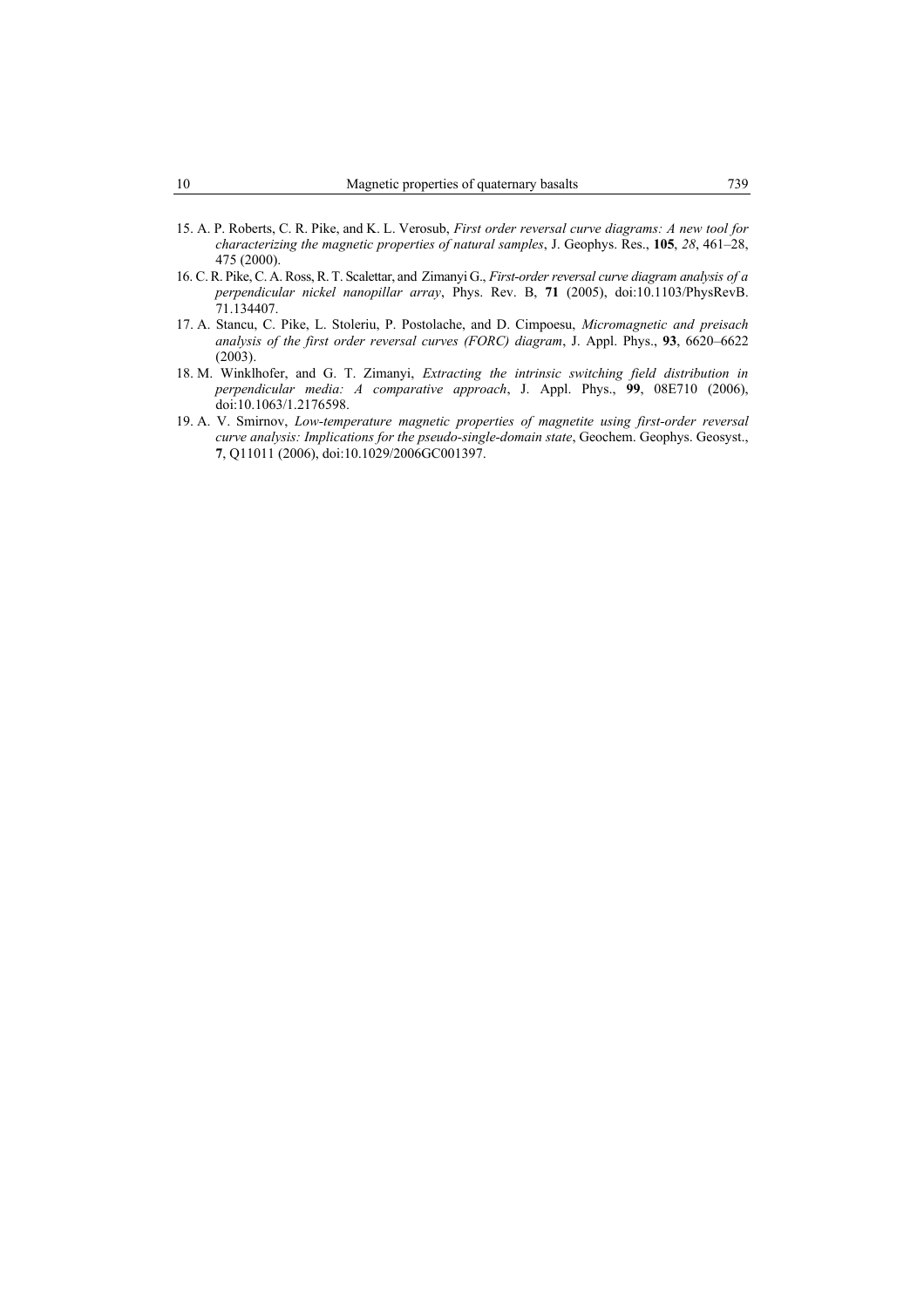15. A. P. Roberts, C. R. Pike, and K. L. Verosub, *First order reversal curve diagrams: A new tool for characterizing the magnetic properties of natural samples*, J. Geophys. Res., **105**, *28*, 461–28, 475 (2000).
16. C. R. Pike, C. A. Ross, R. T. Scalettar, and Zimanyi G., *First-order reversal curve diagram analysis of a perpendicular nickel nanopillar array*, Phys. Rev. B, **71** (2005), doi:10.1103/PhysRevB.71.134407.
17. A. Stancu, C. Pike, L. Stoleriu, P. Postolache, and D. Cimpoesu, *Micromagnetic and preisach analysis of the first order reversal curves (FORC) diagram*, J. Appl. Phys., **93**, 6620–6622 (2003).
18. M. Winklhofer, and G. T. Zimanyi, *Extracting the intrinsic switching field distribution in perpendicular media: A comparative approach*, J. Appl. Phys., **99**, 08E710 (2006), doi:10.1063/1.2176598.
19. A. V. Smirnov, *Low-temperature magnetic properties of magnetite using first-order reversal curve analysis: Implications for the pseudo-single-domain state*, Geochem. Geophys. Geosyst., **7**, Q11011 (2006), doi:10.1029/2006GC001397.